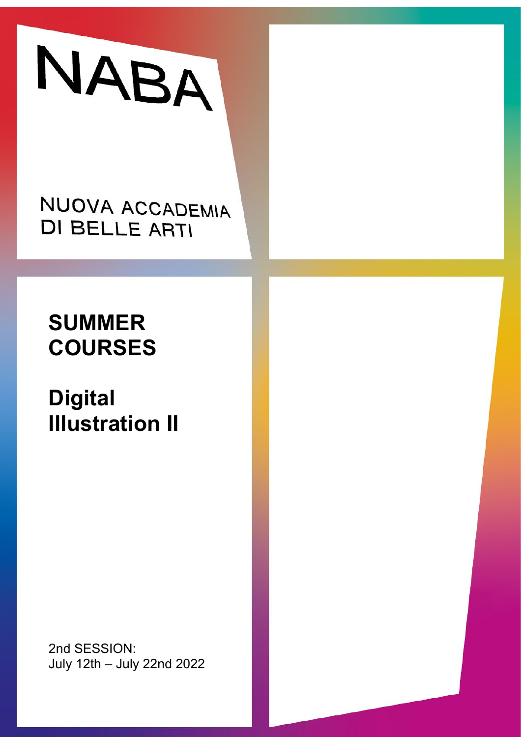# NABA

NUOVA ACCADEMIA DI BELLE ARTI

## SUMMER COURSES

## Digital Illustration II

2nd SESSION:
July 12th – July 22nd 2022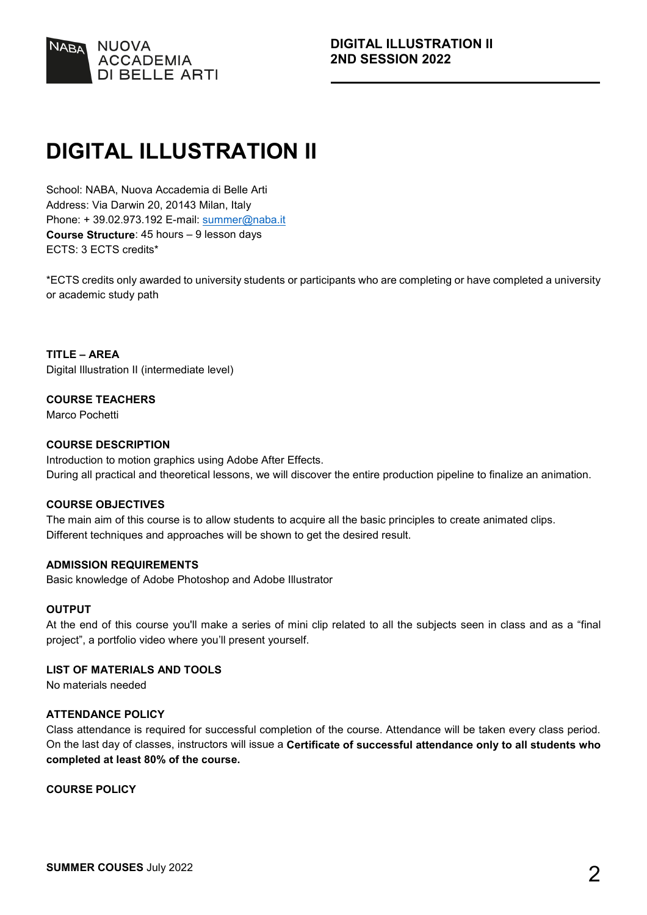# DIGITAL ILLUSTRATION II

School: NABA, Nuova Accademia di Belle Arti
Address: Via Darwin 20, 20143 Milan, Italy
Phone: + 39.02.973.192 E-mail: summer@naba.it
**Course Structure**: 45 hours – 9 lesson days
ECTS: 3 ECTS credits*

*ECTS credits only awarded to university students or participants who are completing or have completed a university or academic study path

**TITLE – AREA**
Digital Illustration II (intermediate level)

**COURSE TEACHERS**
Marco Pochetti

**COURSE DESCRIPTION**
Introduction to motion graphics using Adobe After Effects.
During all practical and theoretical lessons, we will discover the entire production pipeline to finalize an animation.

**COURSE OBJECTIVES**
The main aim of this course is to allow students to acquire all the basic principles to create animated clips.
Different techniques and approaches will be shown to get the desired result.

**ADMISSION REQUIREMENTS**
Basic knowledge of Adobe Photoshop and Adobe Illustrator

**OUTPUT**
At the end of this course you'll make a series of mini clip related to all the subjects seen in class and as a "final project", a portfolio video where you'll present yourself.

**LIST OF MATERIALS AND TOOLS**
No materials needed

**ATTENDANCE POLICY**
Class attendance is required for successful completion of the course. Attendance will be taken every class period. On the last day of classes, instructors will issue a **Certificate of successful attendance only to all students who completed at least 80% of the course.**

**COURSE POLICY**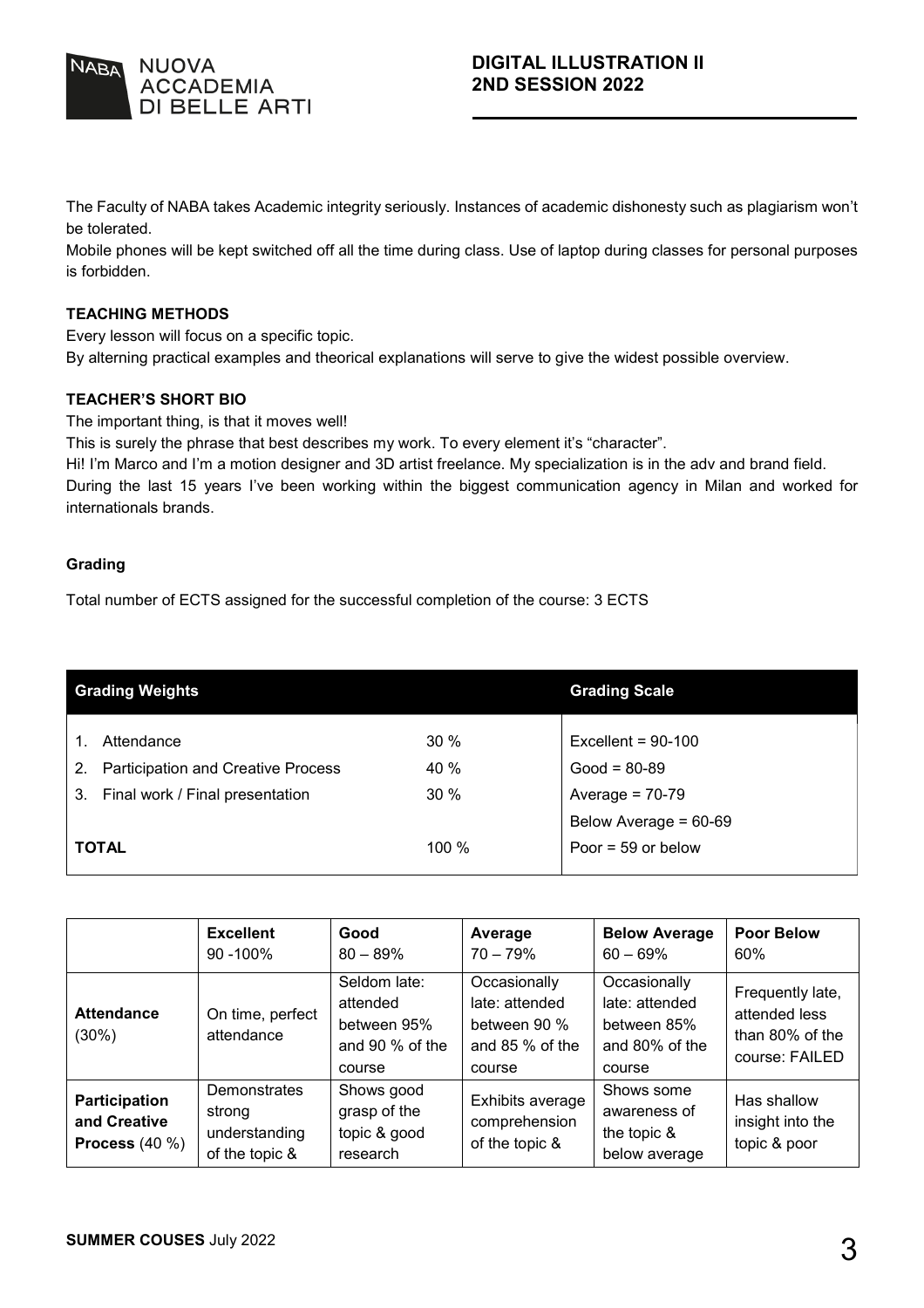The Faculty of NABA takes Academic integrity seriously. Instances of academic dishonesty such as plagiarism won't be tolerated.

Mobile phones will be kept switched off all the time during class. Use of laptop during classes for personal purposes is forbidden.

**TEACHING METHODS**

Every lesson will focus on a specific topic.

By alterning practical examples and theorical explanations will serve to give the widest possible overview.

**TEACHER'S SHORT BIO**

The important thing, is that it moves well!

This is surely the phrase that best describes my work. To every element it's "character".

Hi! I'm Marco and I'm a motion designer and 3D artist freelance. My specialization is in the adv and brand field.

During the last 15 years I've been working within the biggest communication agency in Milan and worked for internationals brands.

**Grading**

Total number of ECTS assigned for the successful completion of the course: 3 ECTS

| Grading Weights | | Grading Scale |
|---|---|---|
| 1. Attendance | 30 % | Excellent = 90-100 |
| 2. Participation and Creative Process | 40 % | Good = 80-89 |
| 3. Final work / Final presentation | 30 % | Average = 70-79 |
| | | Below Average = 60-69 |
| **TOTAL** | 100 % | Poor = 59 or below |

| | **Excellent** 90 -100% | **Good** 80 – 89% | **Average** 70 – 79% | **Below Average** 60 – 69% | **Poor Below** 60% |
|---|---|---|---|---|---|
| **Attendance** (30%) | On time, perfect attendance | Seldom late: attended between 95% and 90 % of the course | Occasionally late: attended between 90 % and 85 % of the course | Occasionally late: attended between 85% and 80% of the course | Frequently late, attended less than 80% of the course: FAILED |
| **Participation and Creative Process** (40 %) | Demonstrates strong understanding of the topic & | Shows good grasp of the topic & good research | Exhibits average comprehension of the topic & | Shows some awareness of the topic & below average | Has shallow insight into the topic & poor |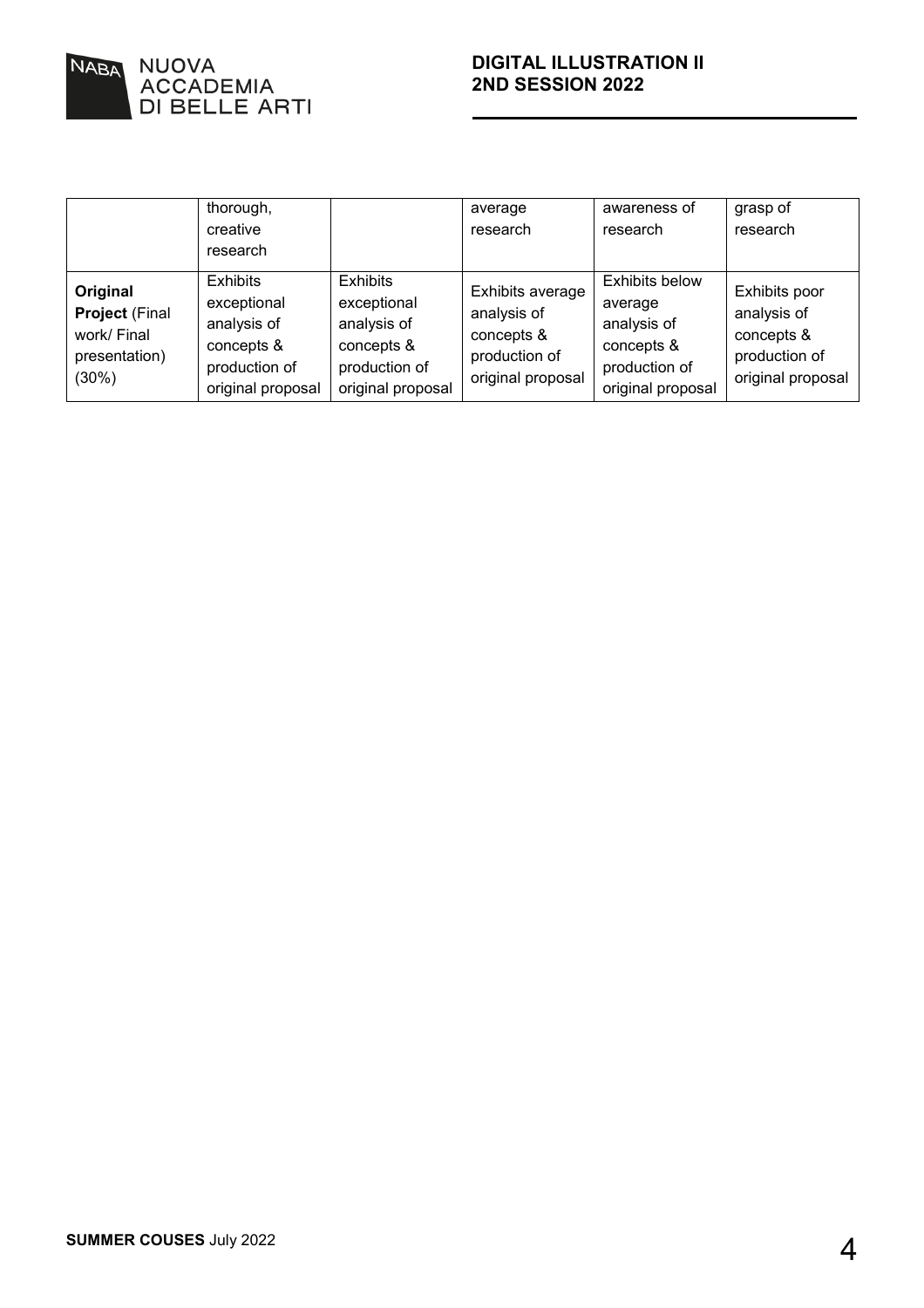| | thorough, creative research | | average research | awareness of research | grasp of research |
|---|---|---|---|---|---|
| **Original Project** (Final work/ Final presentation) (30%) | Exhibits exceptional analysis of concepts & production of original proposal | Exhibits exceptional analysis of concepts & production of original proposal | Exhibits average analysis of concepts & production of original proposal | Exhibits below average analysis of concepts & production of original proposal | Exhibits poor analysis of concepts & production of original proposal |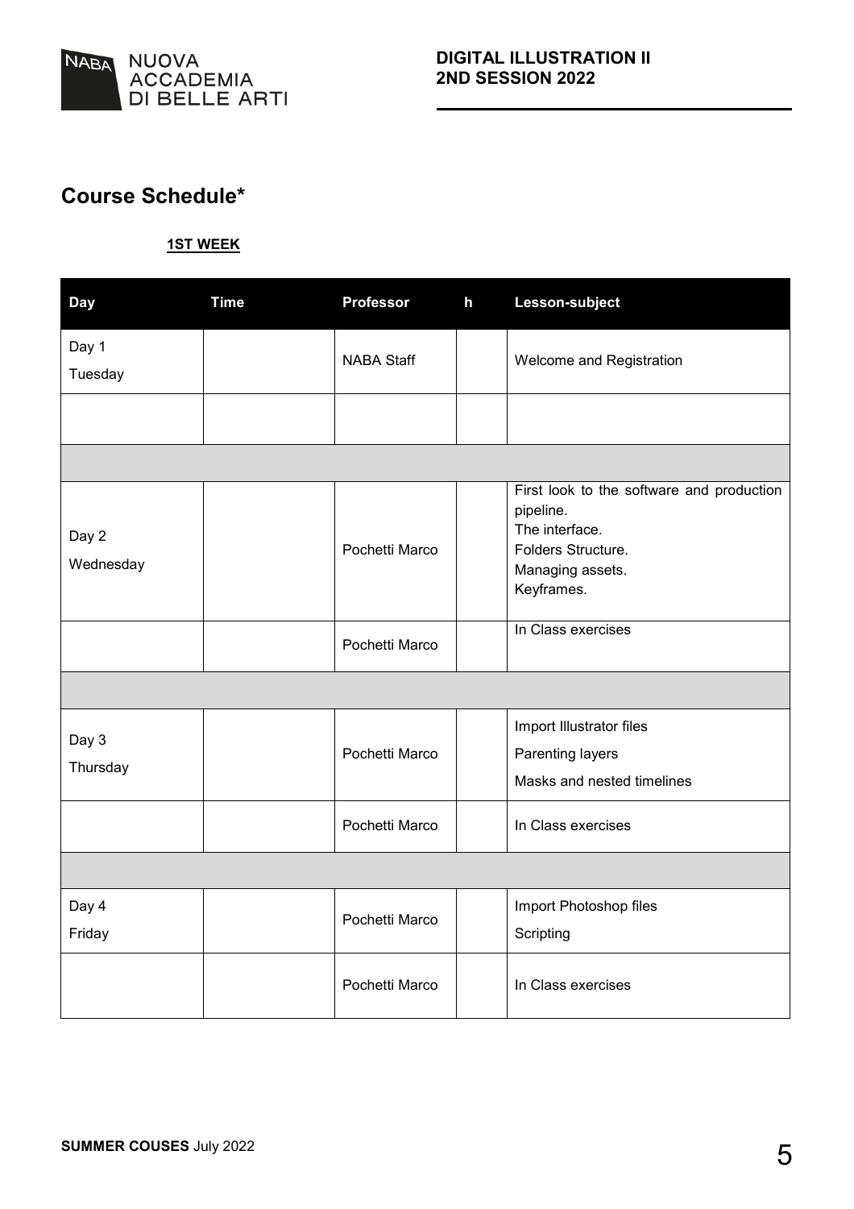## Course Schedule*

**1ST WEEK**

| Day | Time | Professor | h | Lesson-subject |
|---|---|---|---|---|
| Day 1<br>Tuesday | | NABA Staff | | Welcome and Registration |
| | | | | |
| | | | | |
| Day 2<br>Wednesday | | Pochetti Marco | | First look to the software and production pipeline.<br>The interface.<br>Folders Structure.<br>Managing assets.<br>Keyframes. |
| | | Pochetti Marco | | In Class exercises |
| | | | | |
| Day 3<br>Thursday | | Pochetti Marco | | Import Illustrator files<br>Parenting layers<br>Masks and nested timelines |
| | | Pochetti Marco | | In Class exercises |
| | | | | |
| Day 4<br>Friday | | Pochetti Marco | | Import Photoshop files<br>Scripting |
| | | Pochetti Marco | | In Class exercises |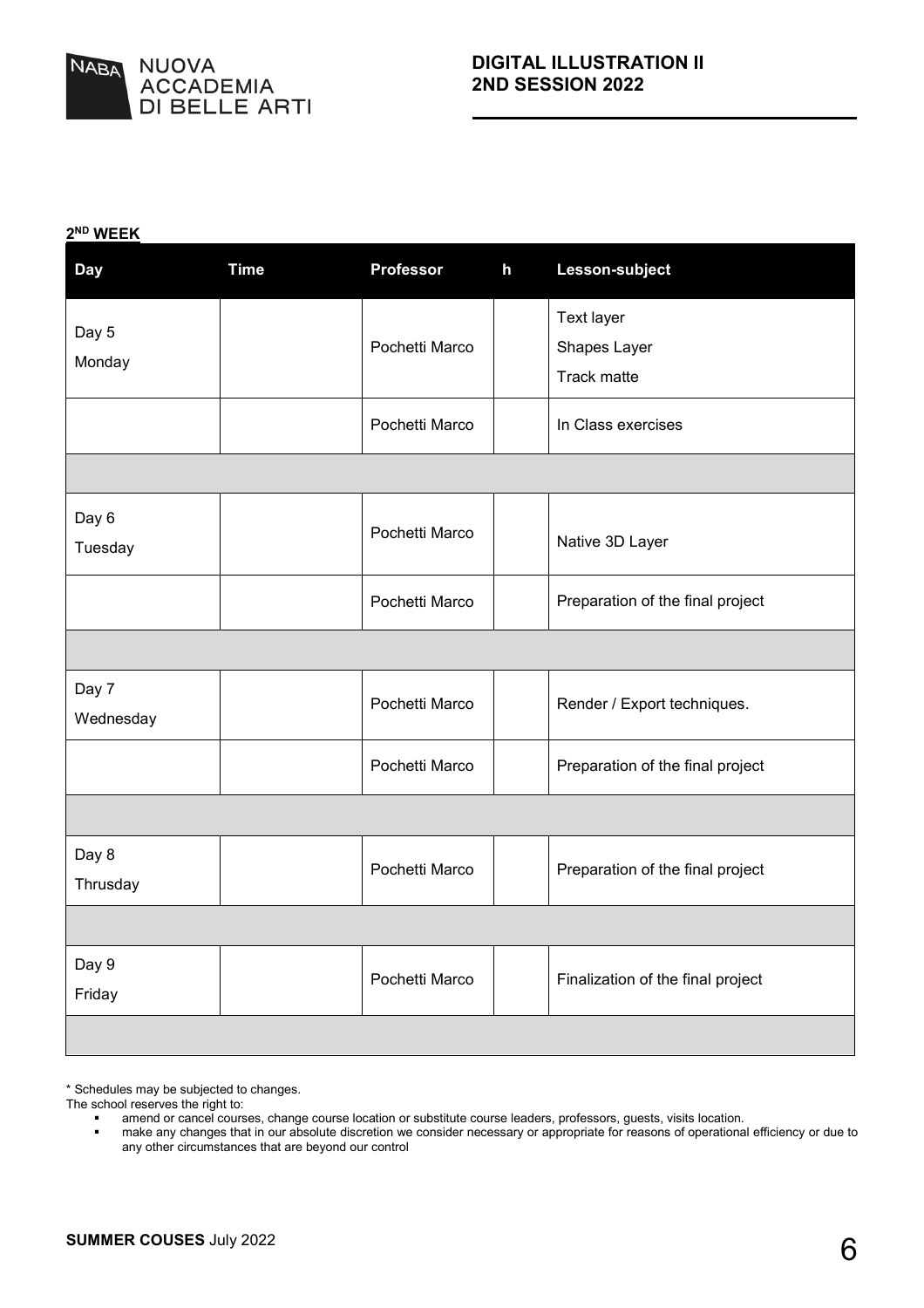**2ND WEEK**

| Day | Time | Professor | h | Lesson-subject |
|---|---|---|---|---|
| Day 5 Monday | | Pochetti Marco | | Text layer<br>Shapes Layer<br>Track matte |
| | | Pochetti Marco | | In Class exercises |
| | | | | |
| Day 6 Tuesday | | Pochetti Marco | | Native 3D Layer |
| | | Pochetti Marco | | Preparation of the final project |
| | | | | |
| Day 7 Wednesday | | Pochetti Marco | | Render / Export techniques. |
| | | Pochetti Marco | | Preparation of the final project |
| | | | | |
| Day 8 Thrusday | | Pochetti Marco | | Preparation of the final project |
| | | | | |
| Day 9 Friday | | Pochetti Marco | | Finalization of the final project |
| | | | | |

* Schedules may be subjected to changes.
The school reserves the right to:

- amend or cancel courses, change course location or substitute course leaders, professors, guests, visits location.
- make any changes that in our absolute discretion we consider necessary or appropriate for reasons of operational efficiency or due to any other circumstances that are beyond our control